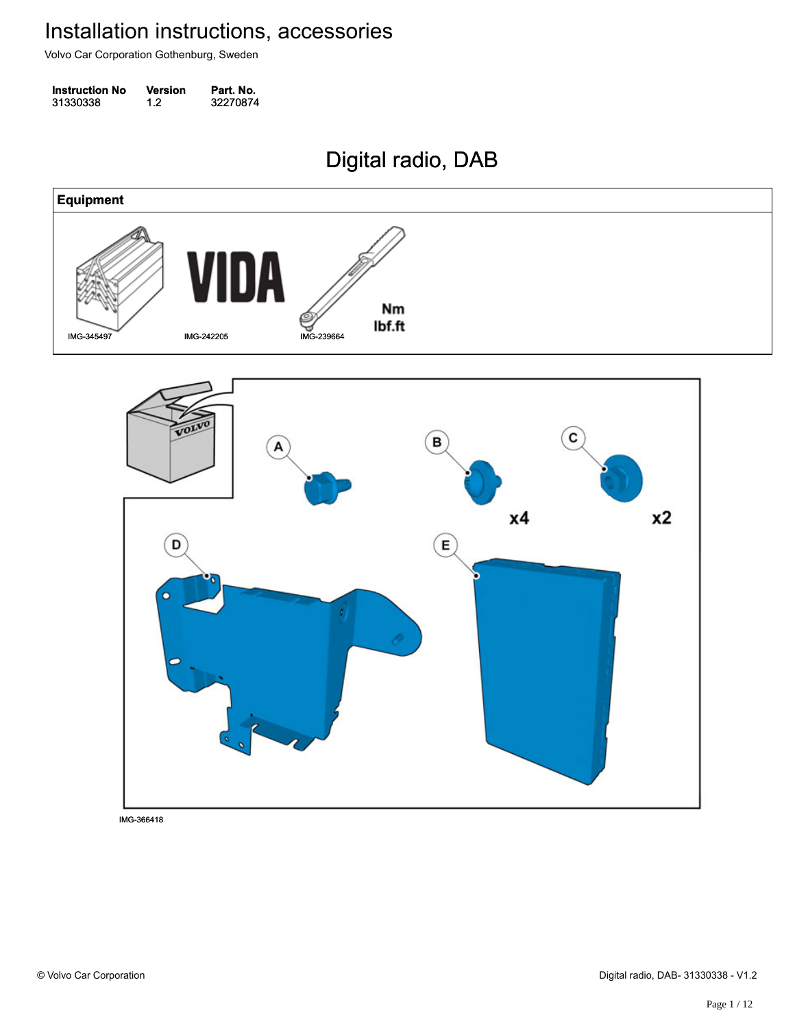# Installation instructions, accessories

Volvo Car Corporation Gothenburg, Sweden

| Instruction No | Version | Part. No. |
| --- | --- | --- |
| 31330338 | 1.2 | 32270874 |

## Digital radio, DAB

| Equipment |
| --- |
| IMG-345497 IMG-242205 IMG-239664 |

IMG-366418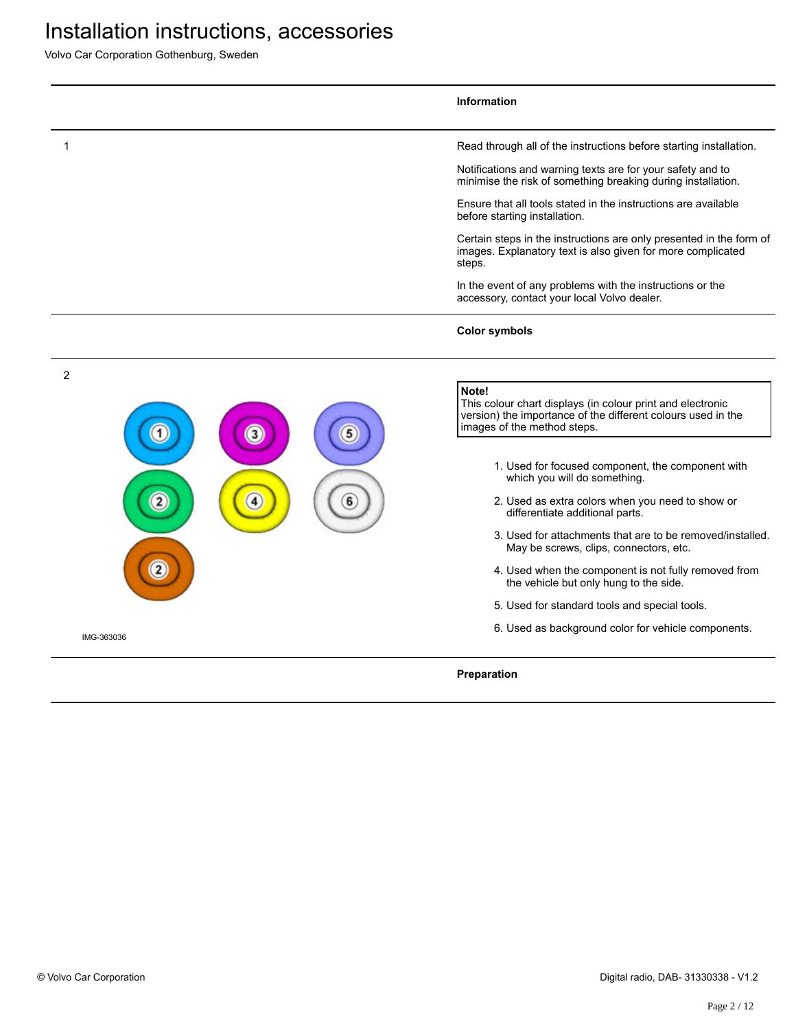# Installation instructions, accessories

Volvo Car Corporation Gothenburg, Sweden

## Information

1

Read through all of the instructions before starting installation.

Notifications and warning texts are for your safety and to minimise the risk of something breaking during installation.

Ensure that all tools stated in the instructions are available before starting installation.

Certain steps in the instructions are only presented in the form of images. Explanatory text is also given for more complicated steps.

In the event of any problems with the instructions or the accessory, contact your local Volvo dealer.

## Color symbols

2

IMG-363036

> **Note!**
> This colour chart displays (in colour print and electronic version) the importance of the different colours used in the images of the method steps.

1. Used for focused component, the component with which you will do something.
2. Used as extra colors when you need to show or differentiate additional parts.
3. Used for attachments that are to be removed/installed. May be screws, clips, connectors, etc.
4. Used when the component is not fully removed from the vehicle but only hung to the side.
5. Used for standard tools and special tools.
6. Used as background color for vehicle components.

## Preparation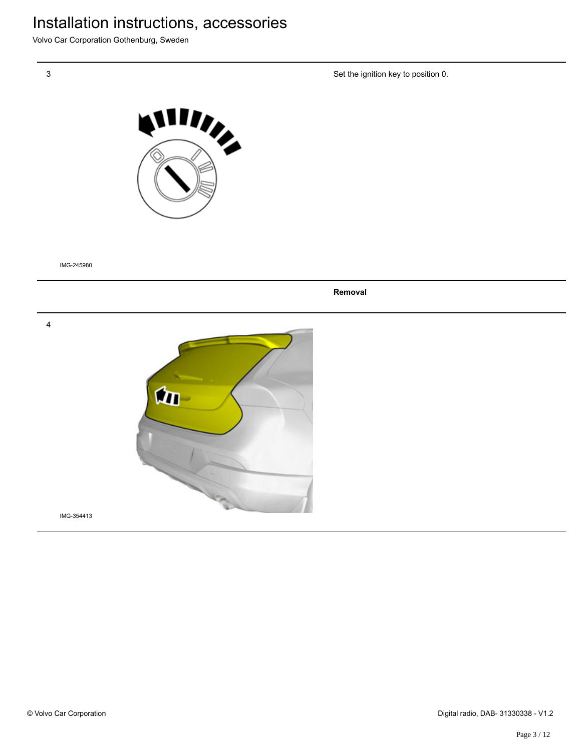3

Set the ignition key to position 0.

IMG-245980

**Removal**

4

IMG-354413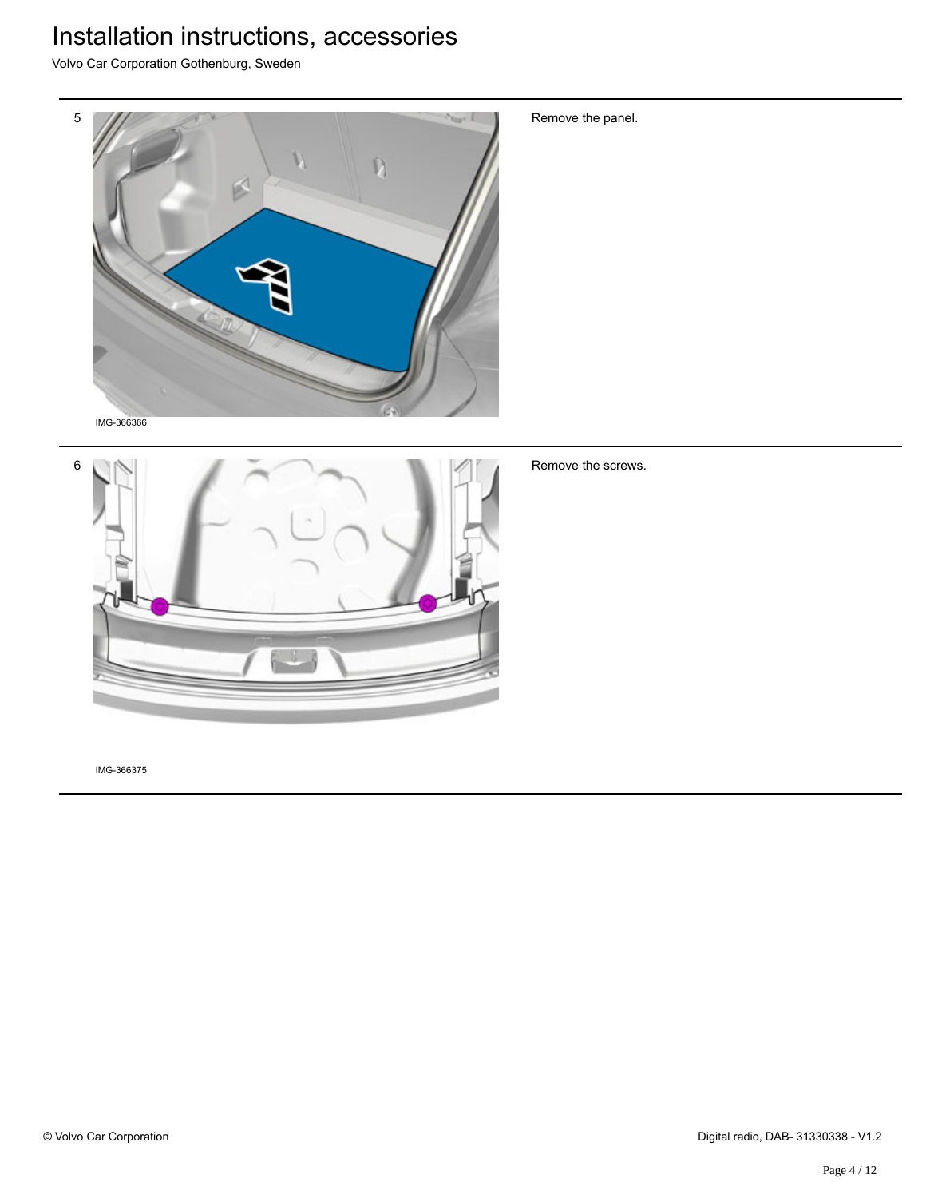# Installation instructions, accessories

Volvo Car Corporation Gothenburg, Sweden

5

IMG-366366

Remove the panel.

6

IMG-366375

Remove the screws.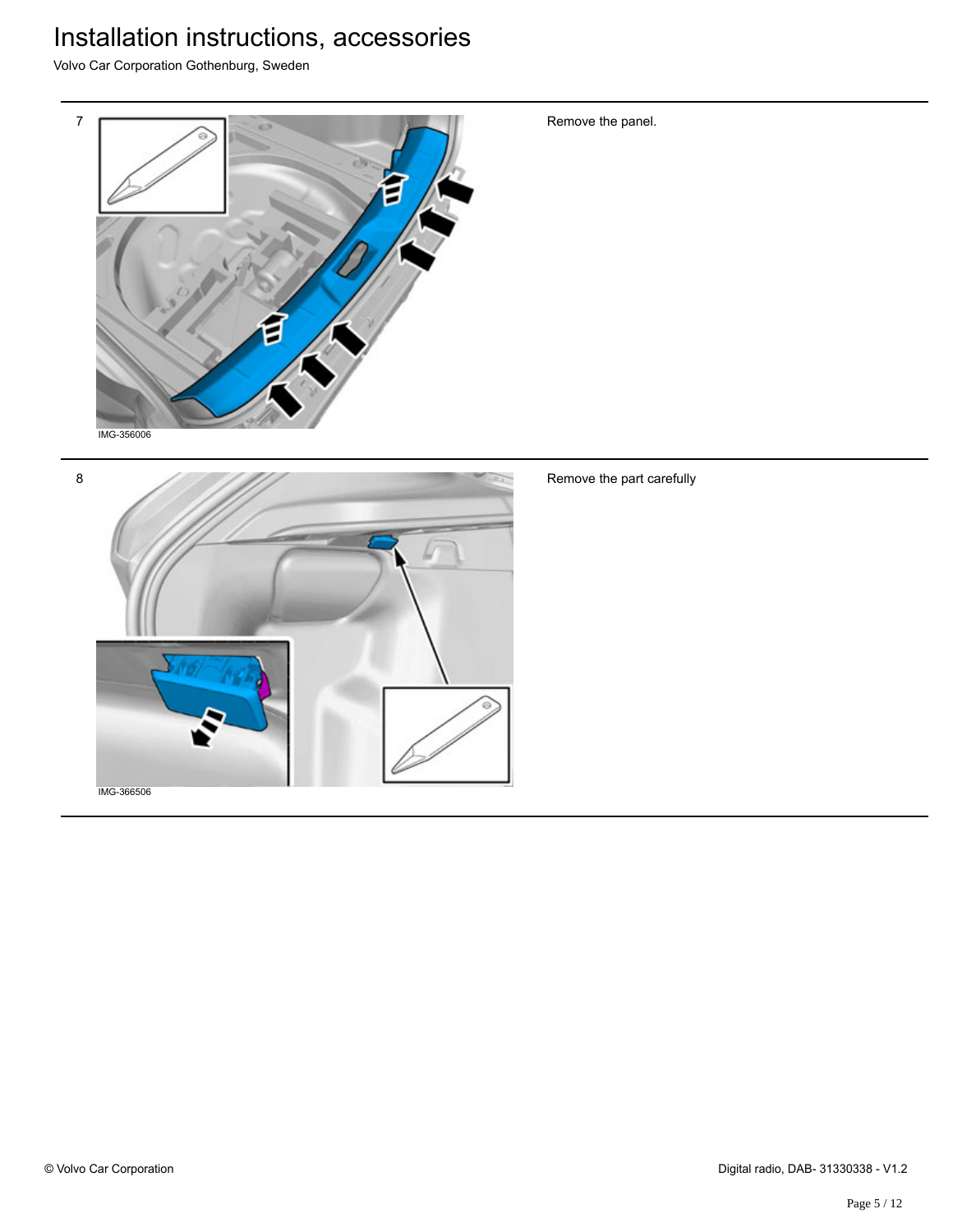7

IMG-356006

Remove the panel.

8

IMG-366506

Remove the part carefully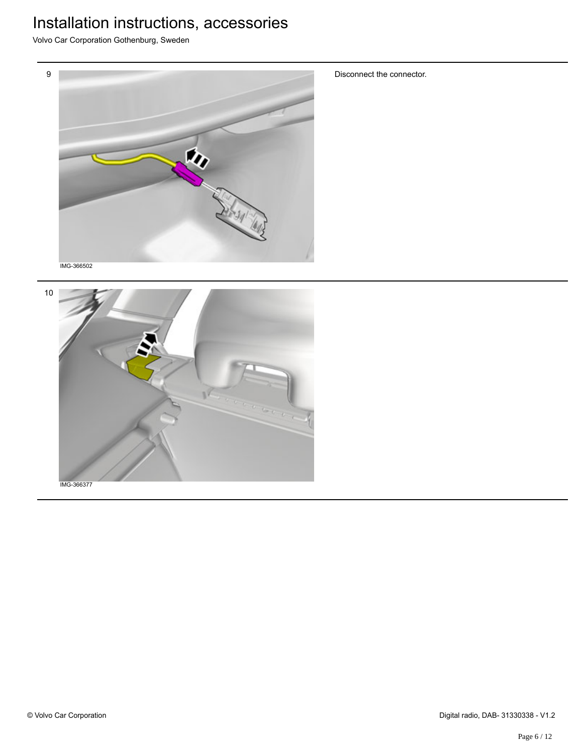9

IMG-366502

Disconnect the connector.

10

IMG-366377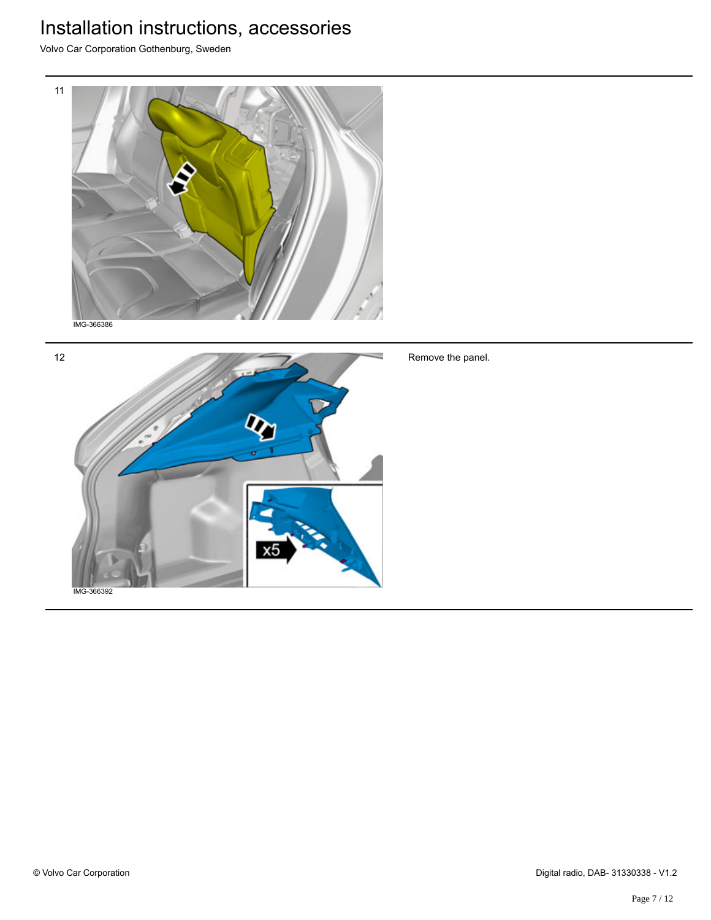# Installation instructions, accessories

Volvo Car Corporation Gothenburg, Sweden

11

IMG-366386

12

IMG-366392

Remove the panel.

© Volvo Car Corporation

Digital radio, DAB- 31330338 - V1.2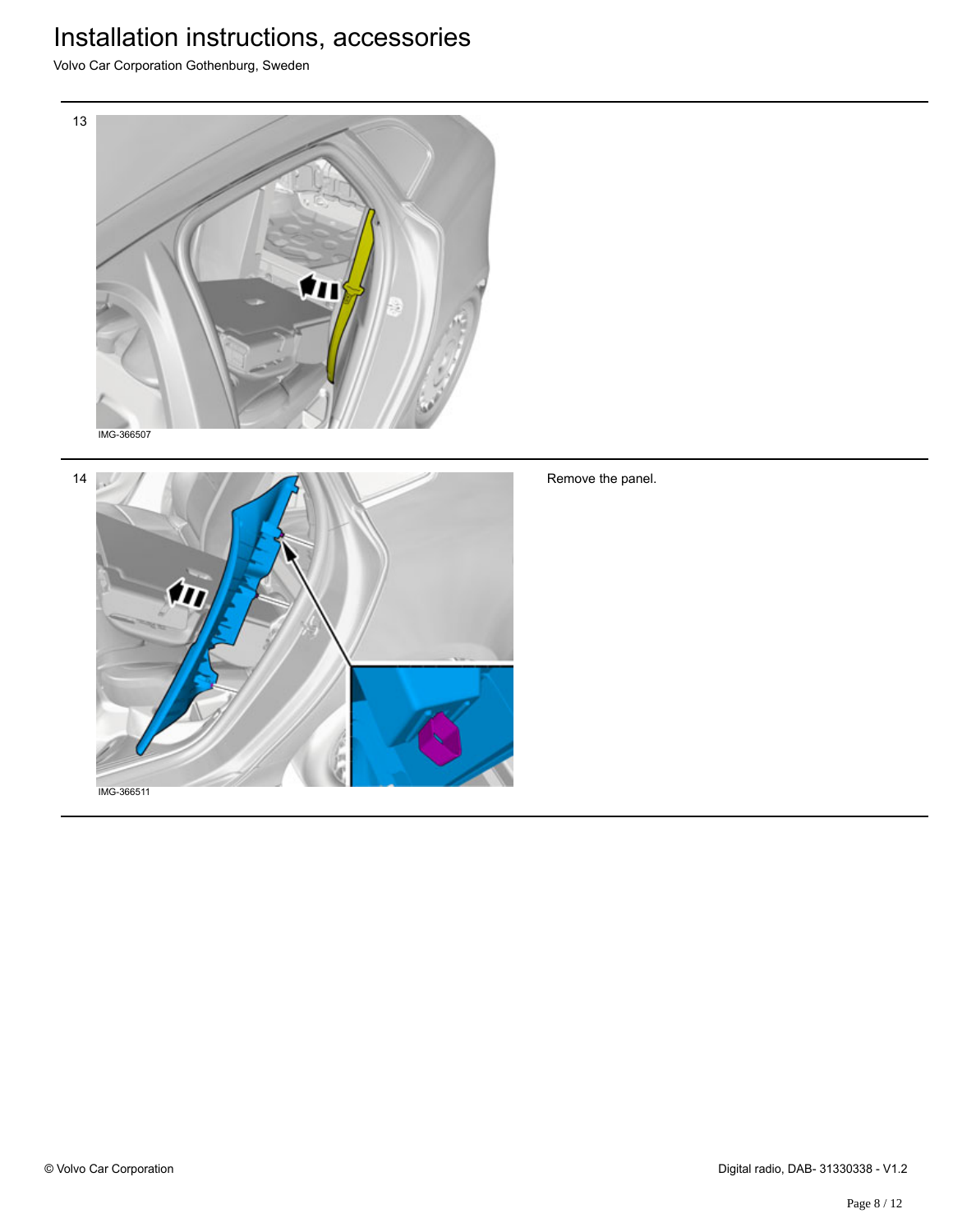13

IMG-366507

14

IMG-366511

Remove the panel.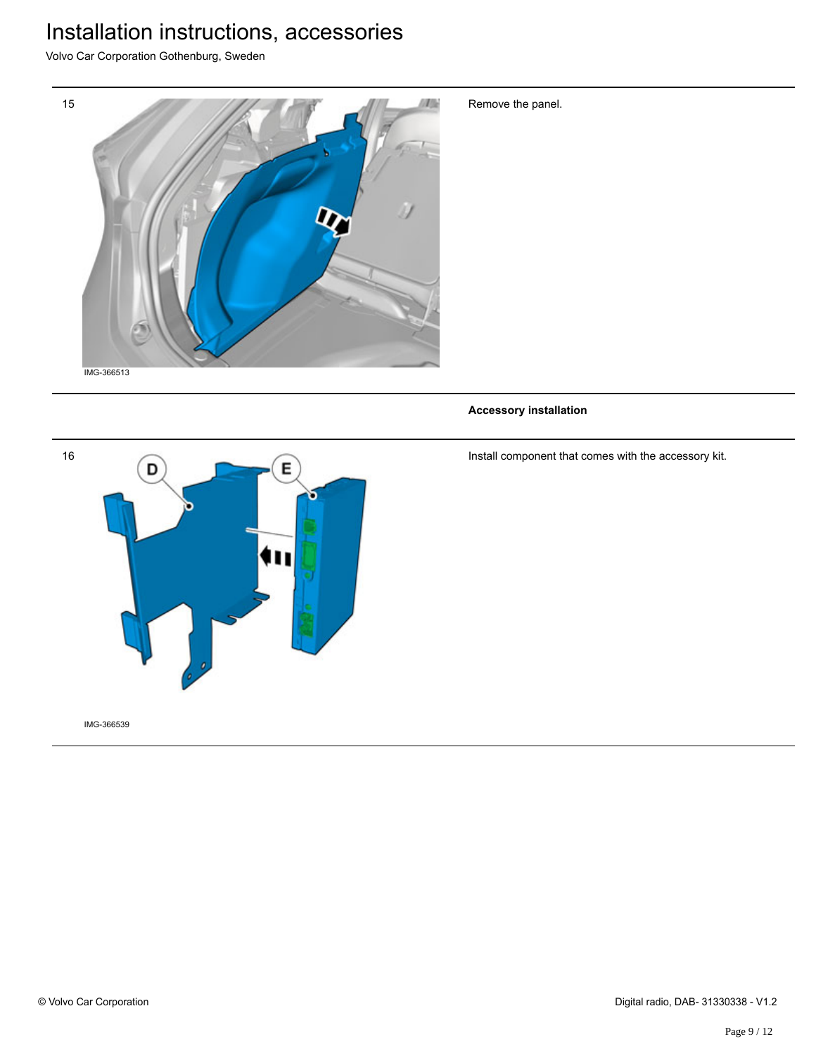15

IMG-366513

Remove the panel.

**Accessory installation**

16

IMG-366539

Install component that comes with the accessory kit.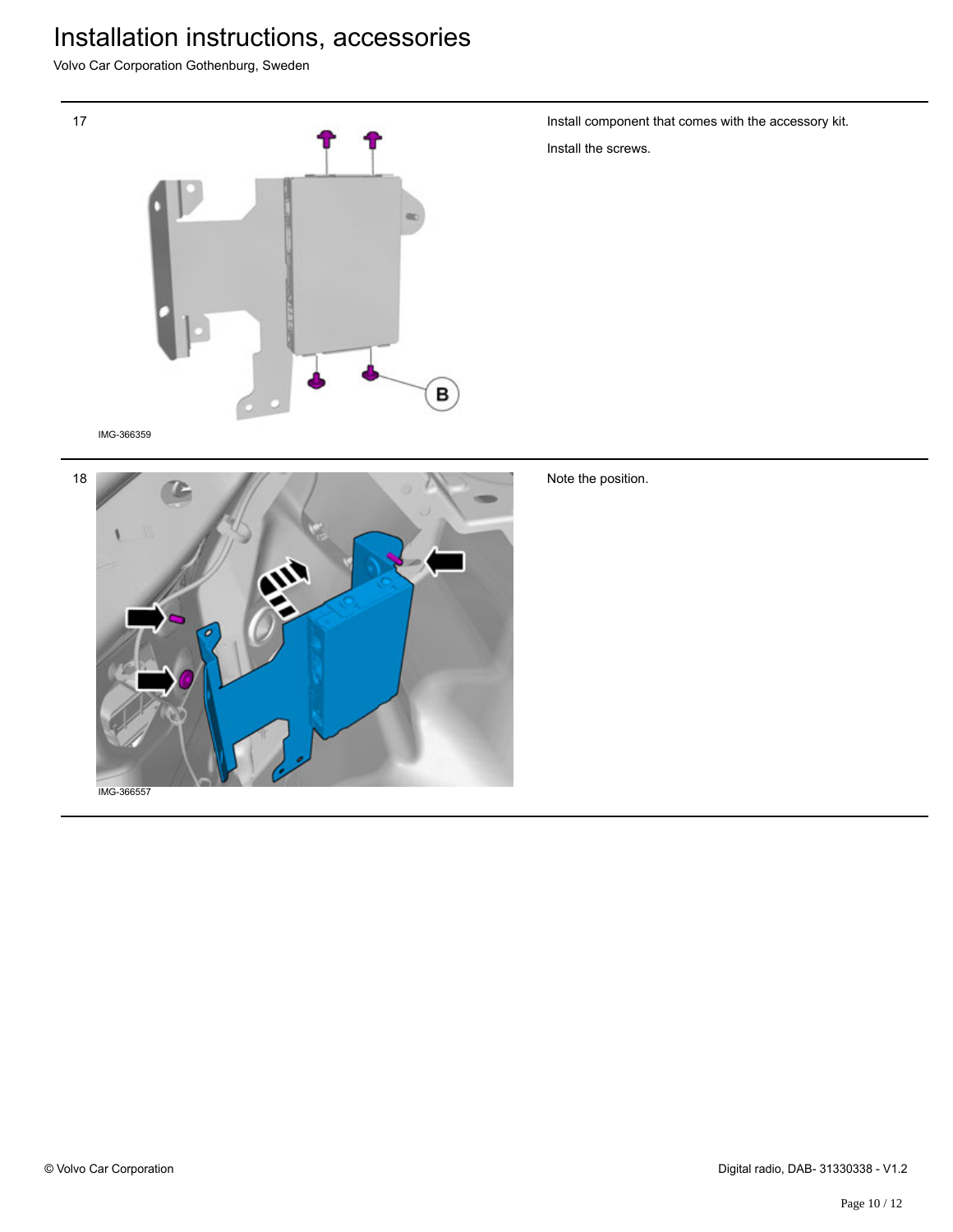# Installation instructions, accessories

Volvo Car Corporation Gothenburg, Sweden

17

B

IMG-366359

Install component that comes with the accessory kit.

Install the screws.

18

IMG-366557

Note the position.

© Volvo Car Corporation

Digital radio, DAB- 31330338 - V1.2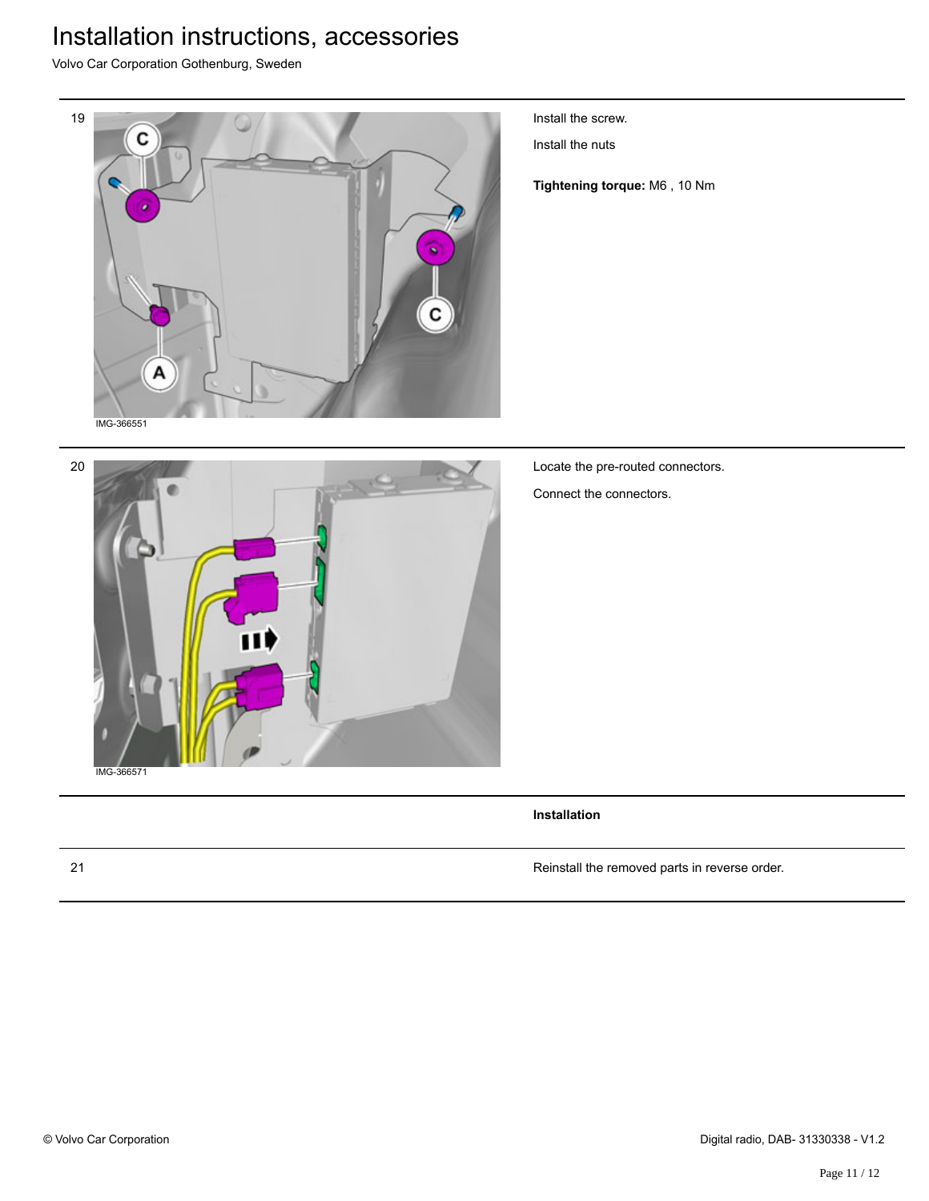| | | |
|---|---|---|
| 19 | IMG-366551 | Install the screw.<br><br>Install the nuts<br><br>**Tightening torque:** M6 , 10 Nm |
| 20 | IMG-366571 | Locate the pre-routed connectors.<br><br>Connect the connectors. |
| | | **Installation** |
| 21 | | Reinstall the removed parts in reverse order. |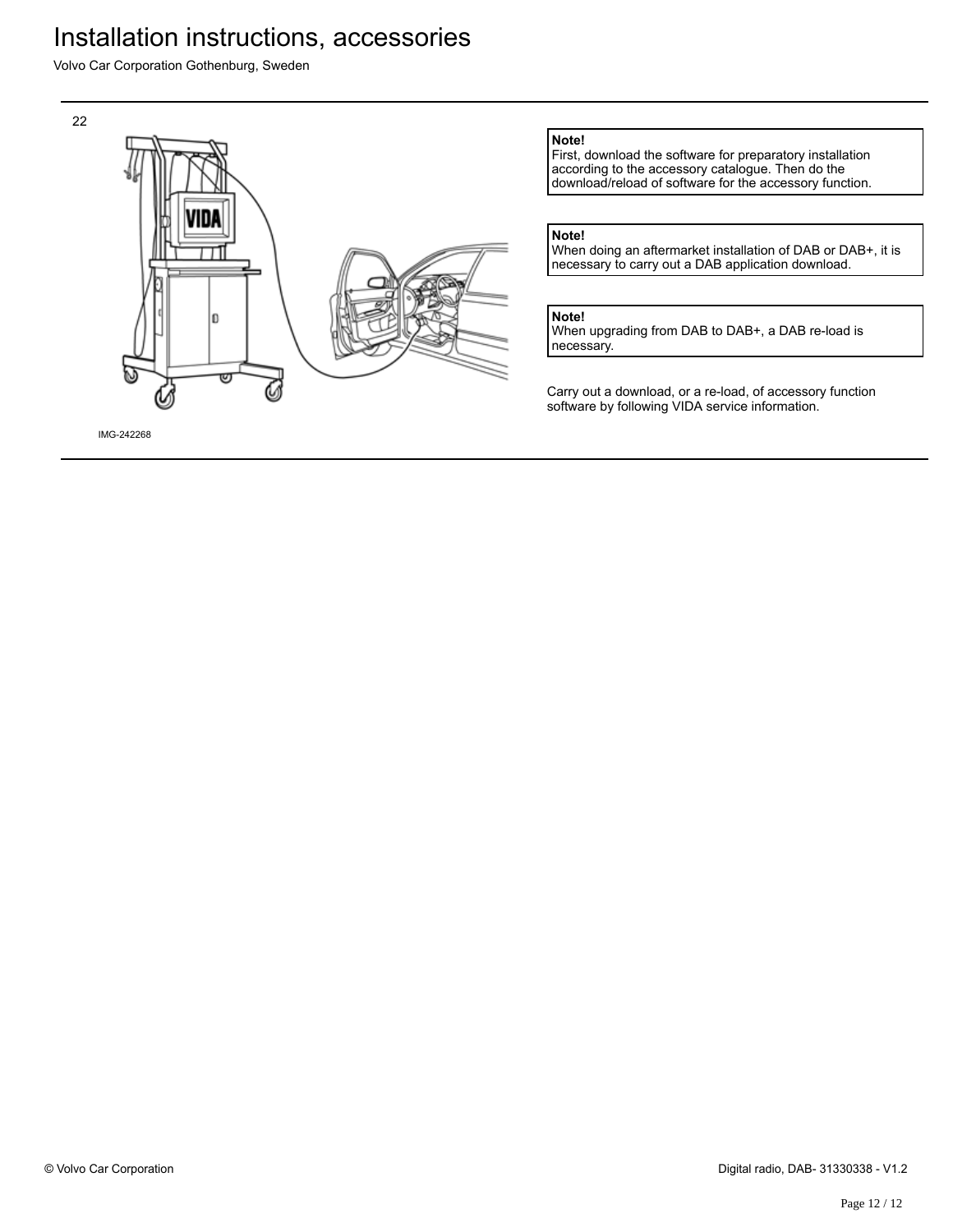22

IMG-242268

**Note!**
First, download the software for preparatory installation according to the accessory catalogue. Then do the download/reload of software for the accessory function.

**Note!**
When doing an aftermarket installation of DAB or DAB+, it is necessary to carry out a DAB application download.

**Note!**
When upgrading from DAB to DAB+, a DAB re-load is necessary.

Carry out a download, or a re-load, of accessory function software by following VIDA service information.